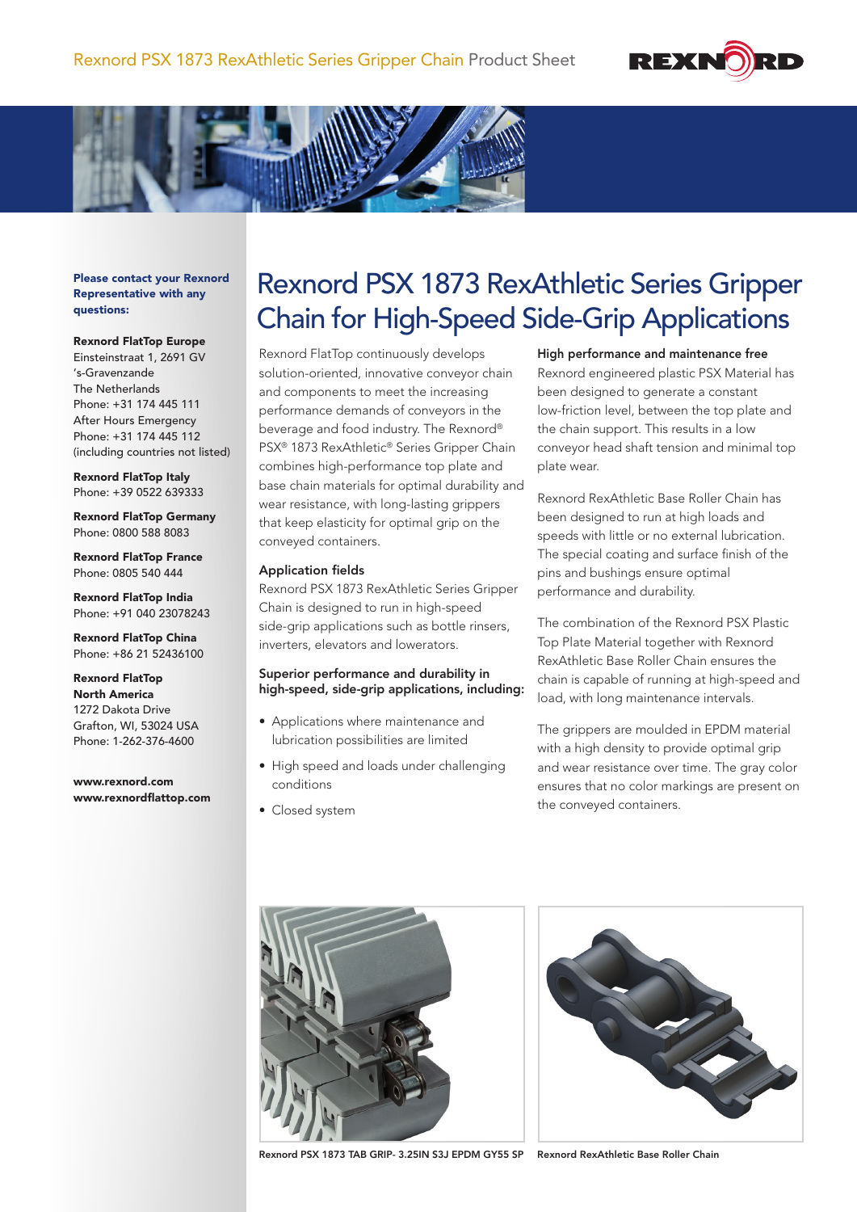# Rexnord PSX 1873 RexAthletic Series Gripper Chain for High-Speed Side-Grip Applications

Rexnord FlatTop continuously develops solution-oriented, innovative conveyor chain and components to meet the increasing performance demands of conveyors in the beverage and food industry. The Rexnord® PSX® 1873 RexAthletic® Series Gripper Chain combines high-performance top plate and base chain materials for optimal durability and wear resistance, with long-lasting grippers that keep elasticity for optimal grip on the conveyed containers.

### Application fields

Rexnord PSX 1873 RexAthletic Series Gripper Chain is designed to run in high-speed side-grip applications such as bottle rinsers, inverters, elevators and lowerators.

### Superior performance and durability in high-speed, side-grip applications, including:

- Applications where maintenance and lubrication possibilities are limited
- High speed and loads under challenging conditions
- Closed system

### High performance and maintenance free

Rexnord engineered plastic PSX Material has been designed to generate a constant low-friction level, between the top plate and the chain support. This results in a low conveyor head shaft tension and minimal top plate wear.

Rexnord RexAthletic Base Roller Chain has been designed to run at high loads and speeds with little or no external lubrication. The special coating and surface finish of the pins and bushings ensure optimal performance and durability.

The combination of the Rexnord PSX Plastic Top Plate Material together with Rexnord RexAthletic Base Roller Chain ensures the chain is capable of running at high-speed and load, with long maintenance intervals.

The grippers are moulded in EPDM material with a high density to provide optimal grip and wear resistance over time. The gray color ensures that no color markings are present on the conveyed containers.

Rexnord PSX 1873 TAB GRIP- 3.25IN S3J EPDM GY55 SP

Rexnord RexAthletic Base Roller Chain

---

**Please contact your Rexnord Representative with any questions:**

**Rexnord FlatTop Europe**
Einsteinstraat 1, 2691 GV
's-Gravenzande
The Netherlands
Phone: +31 174 445 111
After Hours Emergency
Phone: +31 174 445 112
(including countries not listed)

**Rexnord FlatTop Italy**
Phone: +39 0522 639333

**Rexnord FlatTop Germany**
Phone: 0800 588 8083

**Rexnord FlatTop France**
Phone: 0805 540 444

**Rexnord FlatTop India**
Phone: +91 040 23078243

**Rexnord FlatTop China**
Phone: +86 21 52436100

**Rexnord FlatTop North America**
1272 Dakota Drive
Grafton, WI, 53024 USA
Phone: 1-262-376-4600

**www.rexnord.com**
**www.rexnordflattop.com**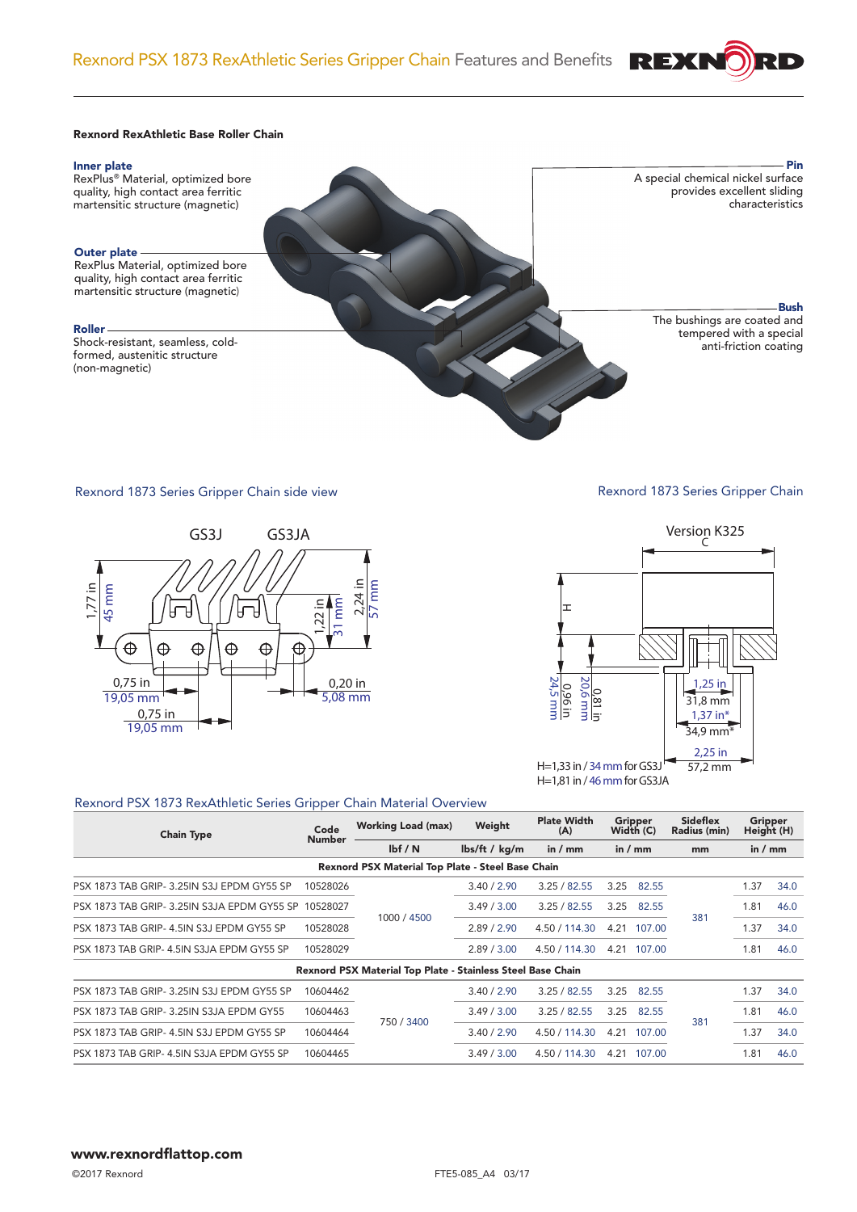# Rexnord PSX 1873 RexAthletic Series Gripper Chain Features and Benefits

### Rexnord RexAthletic Base Roller Chain

**Inner plate**
RexPlus® Material, optimized bore quality, high contact area ferritic martensitic structure (magnetic)

**Outer plate**
RexPlus Material, optimized bore quality, high contact area ferritic martensitic structure (magnetic)

**Roller**
Shock-resistant, seamless, cold-formed, austenitic structure (non-magnetic)

**Pin**
A special chemical nickel surface provides excellent sliding characteristics

**Bush**
The bushings are coated and tempered with a special anti-friction coating

### Rexnord 1873 Series Gripper Chain side view

GS3J
GS3JA
1,77 in
45 mm
1,22 in
31 mm
2,24 in
57 mm
0,75 in
19,05 mm
0,20 in
5,08 mm
0,75 in
19,05 mm

### Rexnord 1873 Series Gripper Chain

Version K325
C
H
24,5 mm
0,96 in
20,6 mm
0,81 in
1,25 in
31,8 mm
1,37 in*
34,9 mm*
2,25 in
57,2 mm
H=1,33 in / 34 mm for GS3J
H=1,81 in / 46 mm for GS3JA

### Rexnord PSX 1873 RexAthletic Series Gripper Chain Material Overview

| Chain Type | Code Number | Working Load (max) | Weight | Plate Width (A) | Gripper Width (C) | | Sideflex Radius (min) | Gripper Height (H) | |
|---|---|---|---|---|---|---|---|---|---|
| | | lbf / N | lbs/ft / kg/m | in / mm | in / mm | | mm | in / mm | |
| **Rexnord PSX Material Top Plate - Steel Base Chain** | | | | | | | | | |
| PSX 1873 TAB GRIP- 3.25IN S3J EPDM GY55 SP | 10528026 | 1000 / 4500 | 3.40 / 2.90 | 3.25 / 82.55 | 3.25 | 82.55 | 381 | 1.37 | 34.0 |
| PSX 1873 TAB GRIP- 3.25IN S3JA EPDM GY55 SP | 10528027 | | 3.49 / 3.00 | 3.25 / 82.55 | 3.25 | 82.55 | | 1.81 | 46.0 |
| PSX 1873 TAB GRIP- 4.5IN S3J EPDM GY55 SP | 10528028 | | 2.89 / 2.90 | 4.50 / 114.30 | 4.21 | 107.00 | | 1.37 | 34.0 |
| PSX 1873 TAB GRIP- 4.5IN S3JA EPDM GY55 SP | 10528029 | | 2.89 / 3.00 | 4.50 / 114.30 | 4.21 | 107.00 | | 1.81 | 46.0 |
| **Rexnord PSX Material Top Plate - Stainless Steel Base Chain** | | | | | | | | | |
| PSX 1873 TAB GRIP- 3.25IN S3J EPDM GY55 SP | 10604462 | 750 / 3400 | 3.40 / 2.90 | 3.25 / 82.55 | 3.25 | 82.55 | 381 | 1.37 | 34.0 |
| PSX 1873 TAB GRIP- 3.25IN S3JA EPDM GY55 | 10604463 | | 3.49 / 3.00 | 3.25 / 82.55 | 3.25 | 82.55 | | 1.81 | 46.0 |
| PSX 1873 TAB GRIP- 4.5IN S3J EPDM GY55 SP | 10604464 | | 3.40 / 2.90 | 4.50 / 114.30 | 4.21 | 107.00 | | 1.37 | 34.0 |
| PSX 1873 TAB GRIP- 4.5IN S3JA EPDM GY55 SP | 10604465 | | 3.49 / 3.00 | 4.50 / 114.30 | 4.21 | 107.00 | | 1.81 | 46.0 |

**www.rexnordflattop.com**

©2017 Rexnord

FTE5-085_A4 03/17